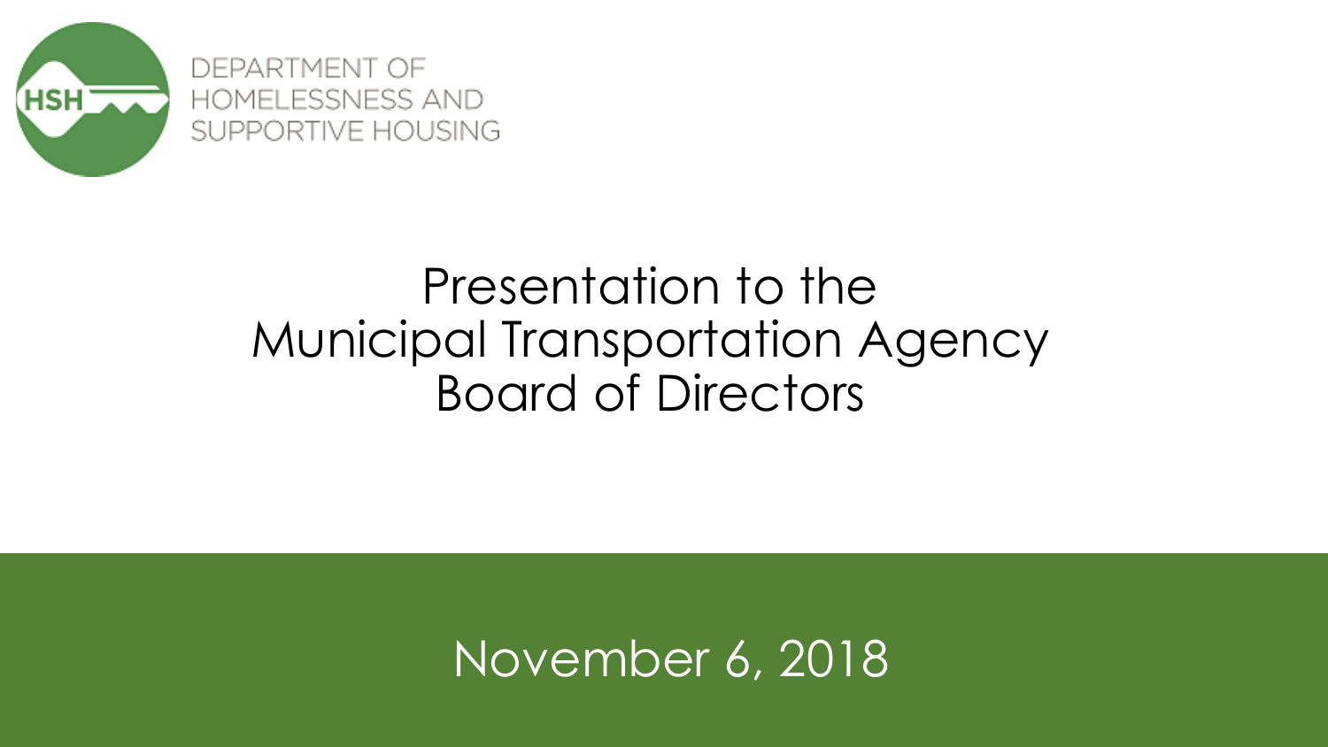DEPARTMENT OF HOMELESSNESS AND SUPPORTIVE HOUSING

# Presentation to the Municipal Transportation Agency Board of Directors

November 6, 2018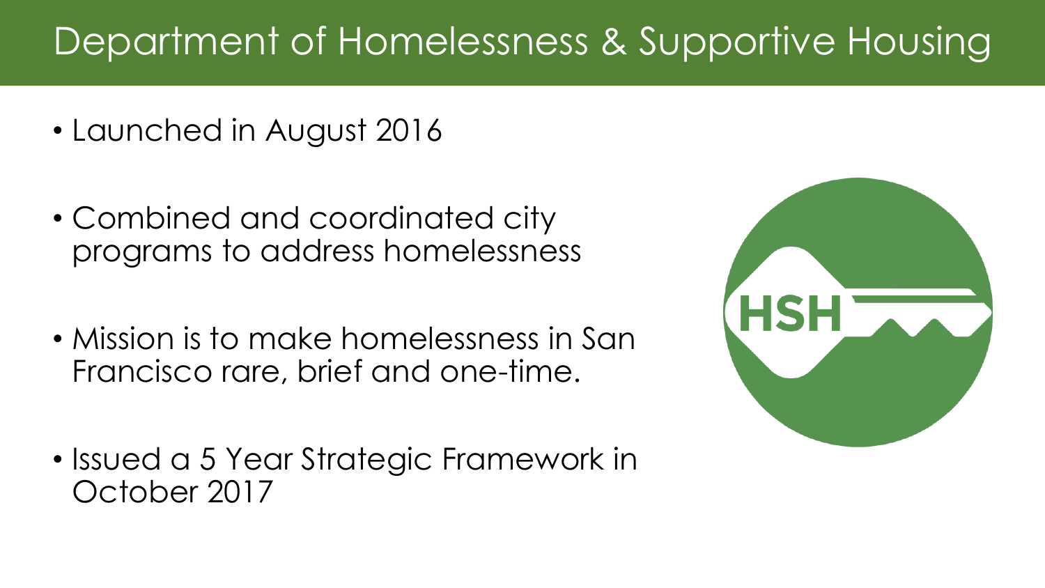# Department of Homelessness & Supportive Housing

- Launched in August 2016
- Combined and coordinated city programs to address homelessness
- Mission is to make homelessness in San Francisco rare, brief and one-time.
- Issued a 5 Year Strategic Framework in October 2017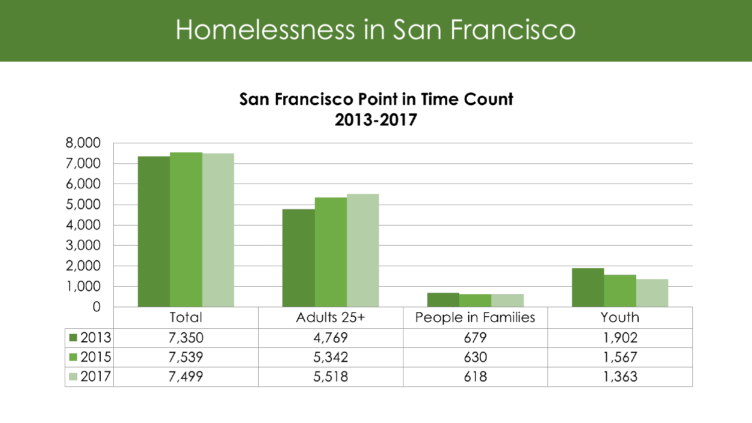# Homelessness in San Francisco

**San Francisco Point in Time Count 2013-2017**

| | Total | Adults 25+ | People in Families | Youth |
|---|---|---|---|---|
| 2013 | 7,350 | 4,769 | 679 | 1,902 |
| 2015 | 7,539 | 5,342 | 630 | 1,567 |
| 2017 | 7,499 | 5,518 | 618 | 1,363 |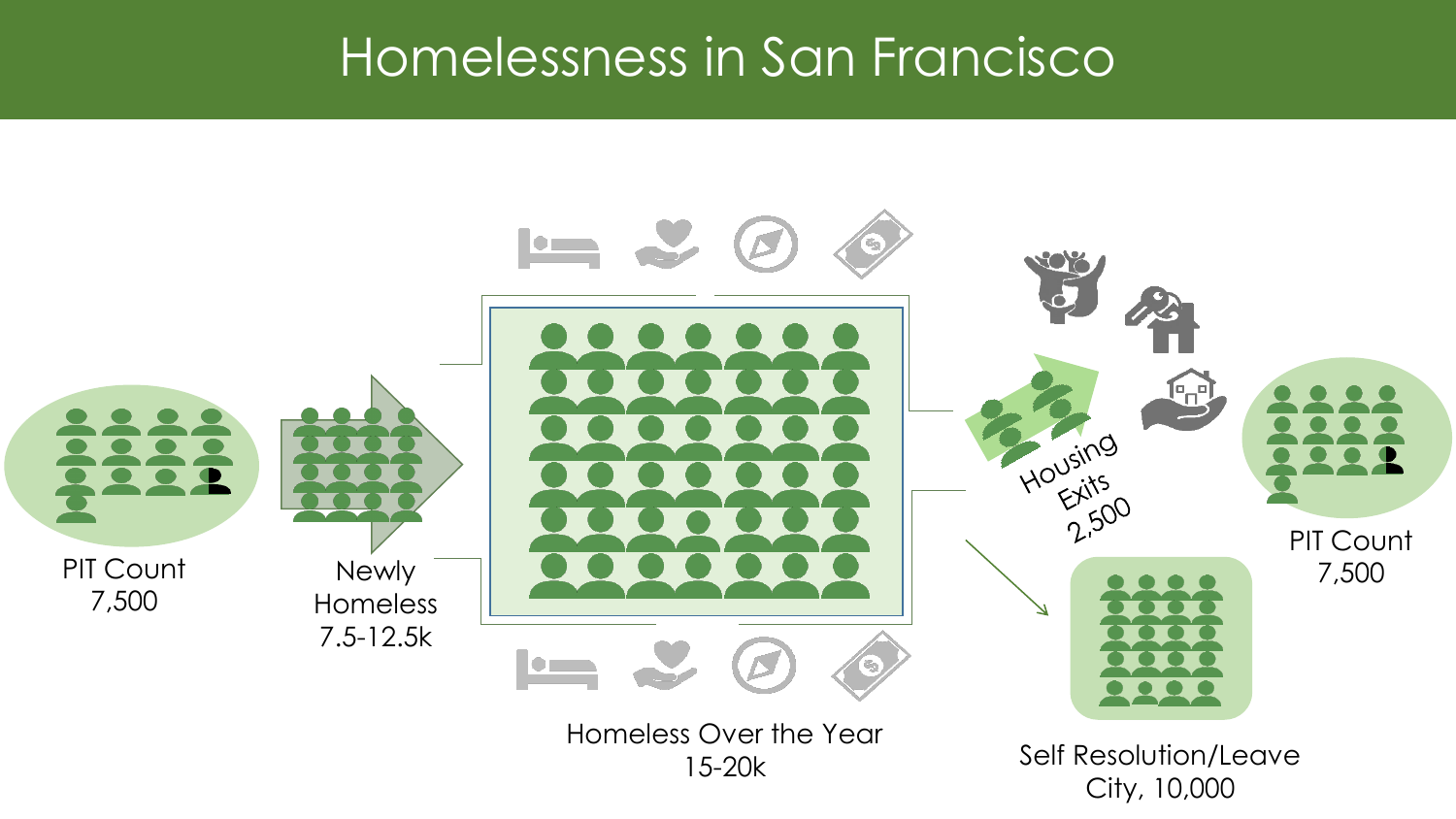# Homelessness in San Francisco

PIT Count
7,500

Newly Homeless
7.5-12.5k

Homeless Over the Year
15-20k

Housing Exits
2,500

Self Resolution/Leave City, 10,000

PIT Count
7,500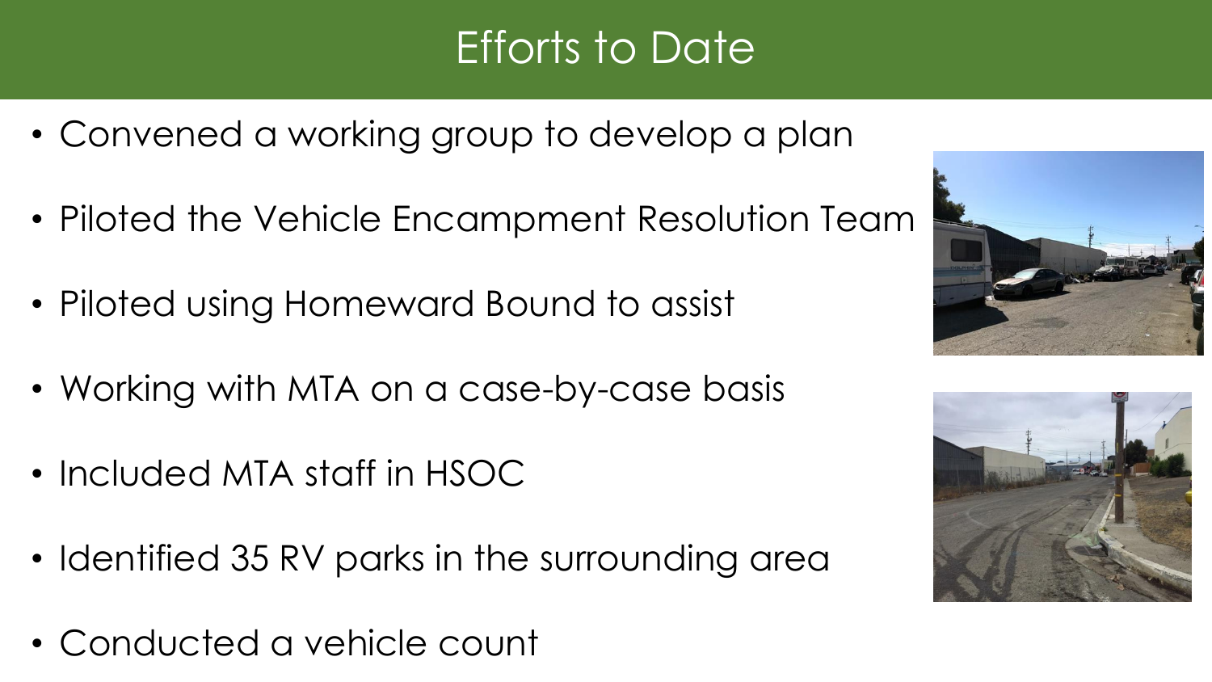# Efforts to Date

- Convened a working group to develop a plan
- Piloted the Vehicle Encampment Resolution Team
- Piloted using Homeward Bound to assist
- Working with MTA on a case-by-case basis
- Included MTA staff in HSOC
- Identified 35 RV parks in the surrounding area
- Conducted a vehicle count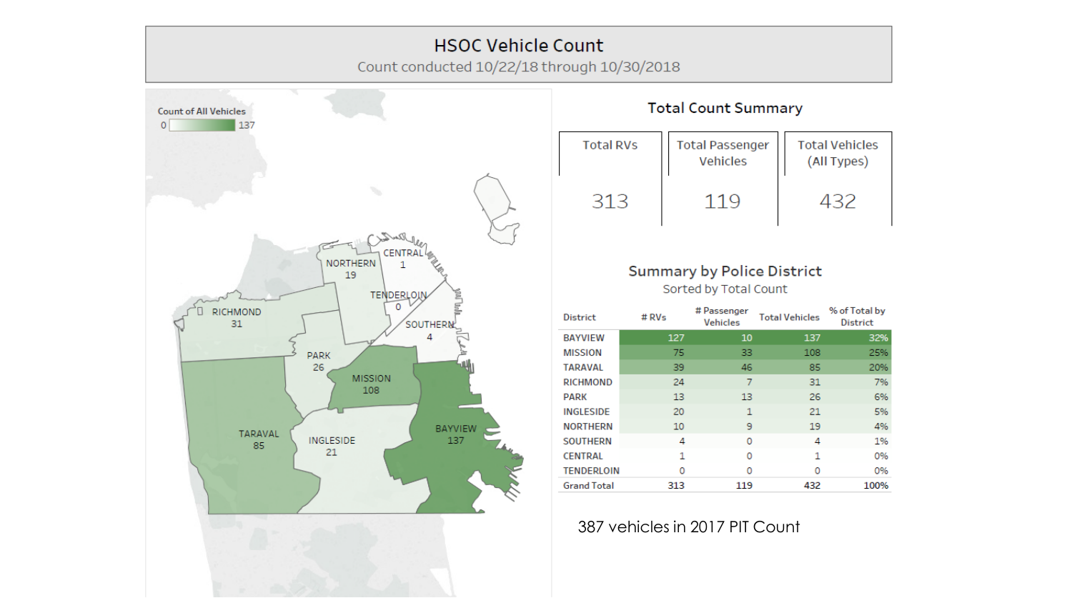# HSOC Vehicle Count

Count conducted 10/22/18 through 10/30/2018

Count of All Vehicles

0 – 137

RICHMOND 31

NORTHERN 19

CENTRAL 1

TENDERLOIN 0

SOUTHERN 4

PARK 26

MISSION 108

TARAVAL 85

INGLESIDE 21

BAYVIEW 137

## Total Count Summary

| Total RVs | Total Passenger Vehicles | Total Vehicles (All Types) |
|---|---|---|
| 313 | 119 | 432 |

## Summary by Police District

Sorted by Total Count

| District | # RVs | # Passenger Vehicles | Total Vehicles | % of Total by District |
|---|---|---|---|---|
| BAYVIEW | 127 | 10 | 137 | 32% |
| MISSION | 75 | 33 | 108 | 25% |
| TARAVAL | 39 | 46 | 85 | 20% |
| RICHMOND | 24 | 7 | 31 | 7% |
| PARK | 13 | 13 | 26 | 6% |
| INGLESIDE | 20 | 1 | 21 | 5% |
| NORTHERN | 10 | 9 | 19 | 4% |
| SOUTHERN | 4 | 0 | 4 | 1% |
| CENTRAL | 1 | 0 | 1 | 0% |
| TENDERLOIN | 0 | 0 | 0 | 0% |
| Grand Total | 313 | 119 | 432 | 100% |

387 vehicles in 2017 PIT Count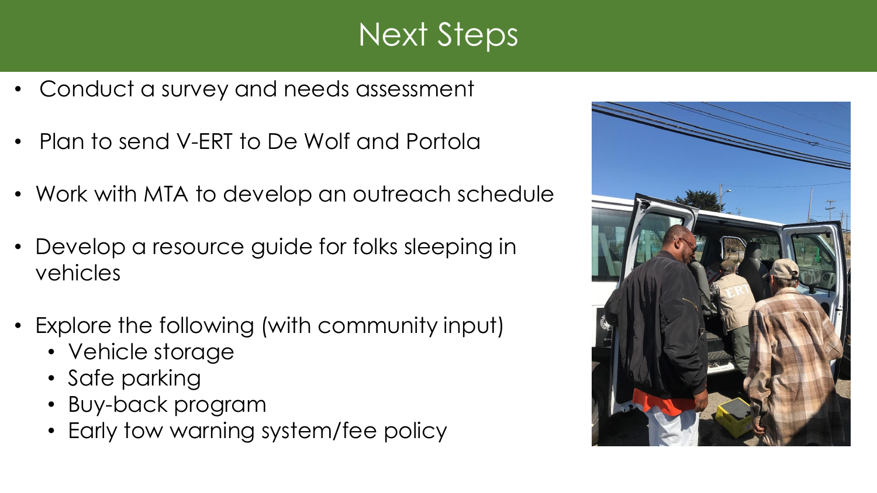# Next Steps

- Conduct a survey and needs assessment
- Plan to send V-ERT to De Wolf and Portola
- Work with MTA to develop an outreach schedule
- Develop a resource guide for folks sleeping in vehicles
- Explore the following (with community input)
  - Vehicle storage
  - Safe parking
  - Buy-back program
  - Early tow warning system/fee policy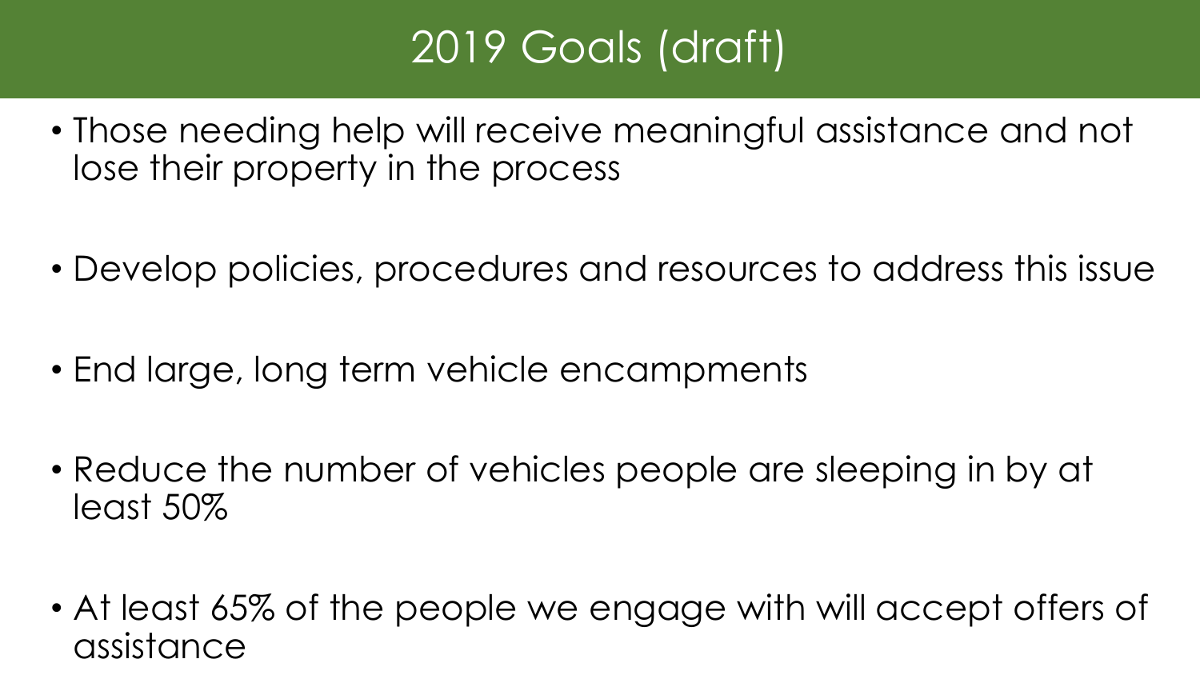# 2019 Goals (draft)

- Those needing help will receive meaningful assistance and not lose their property in the process
- Develop policies, procedures and resources to address this issue
- End large, long term vehicle encampments
- Reduce the number of vehicles people are sleeping in by at least 50%
- At least 65% of the people we engage with will accept offers of assistance